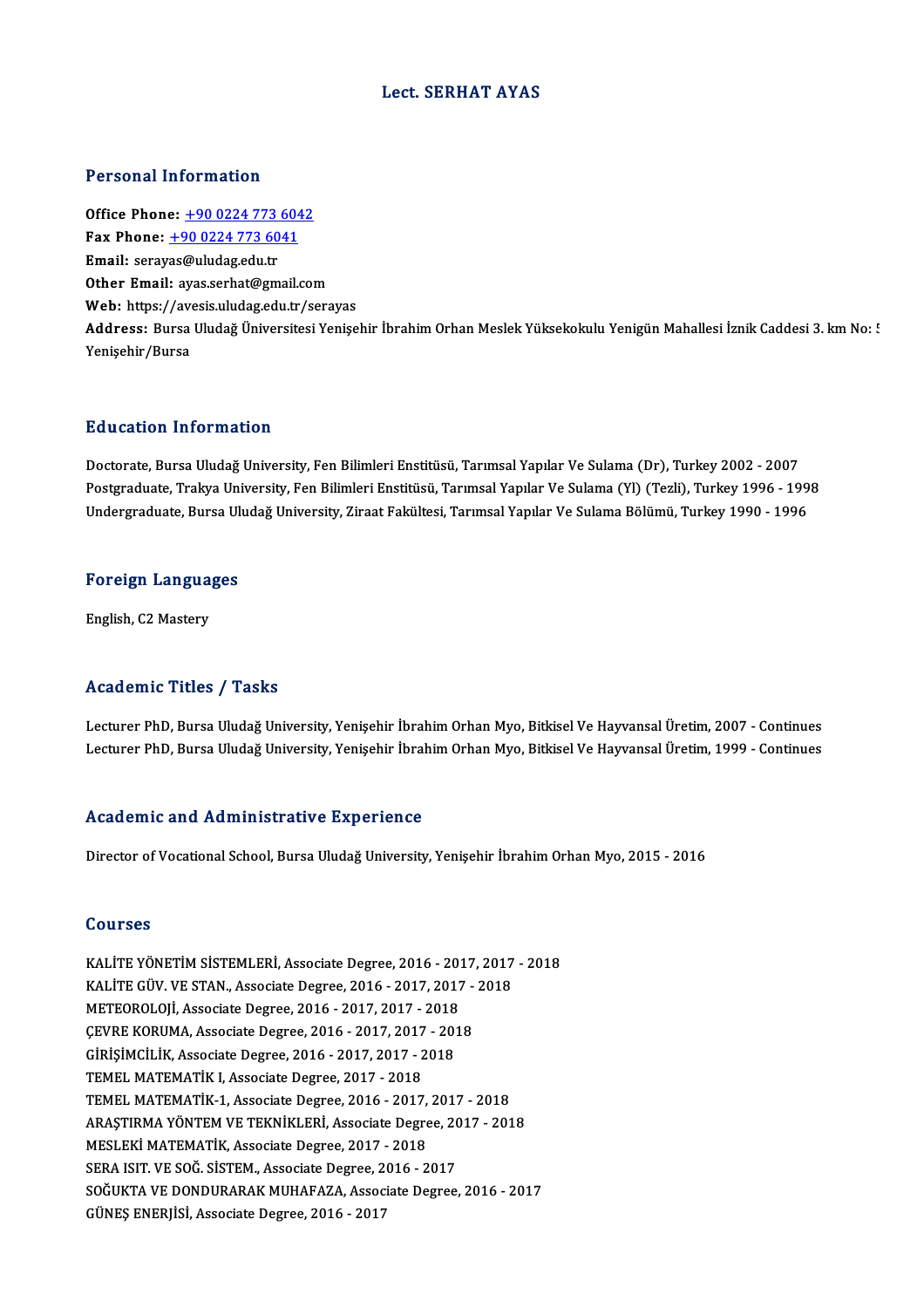# Lect. SERHAT AYAS

## Personal Information

**Office Phone:** +90 0224 773 6042
**Fax Phone:** +90 0224 773 6041
**Email:** serayas@uludag.edu.tr
**Other Email:** ayas.serhat@gmail.com
**Web:** https://avesis.uludag.edu.tr/serayas
**Address:** Bursa Uludağ Üniversitesi Yenişehir İbrahim Orhan Meslek Yüksekokulu Yenigün Mahallesi İznik Caddesi 3. km No: 5 Yenişehir/Bursa

## Education Information

Doctorate, Bursa Uludağ University, Fen Bilimleri Enstitüsü, Tarımsal Yapılar Ve Sulama (Dr), Turkey 2002 - 2007
Postgraduate, Trakya University, Fen Bilimleri Enstitüsü, Tarımsal Yapılar Ve Sulama (Yl) (Tezli), Turkey 1996 - 1998
Undergraduate, Bursa Uludağ University, Ziraat Fakültesi, Tarımsal Yapılar Ve Sulama Bölümü, Turkey 1990 - 1996

## Foreign Languages

English, C2 Mastery

## Academic Titles / Tasks

Lecturer PhD, Bursa Uludağ University, Yenişehir İbrahim Orhan Myo, Bitkisel Ve Hayvansal Üretim, 2007 - Continues
Lecturer PhD, Bursa Uludağ University, Yenişehir İbrahim Orhan Myo, Bitkisel Ve Hayvansal Üretim, 1999 - Continues

## Academic and Administrative Experience

Director of Vocational School, Bursa Uludağ University, Yenişehir İbrahim Orhan Myo, 2015 - 2016

## Courses

KALİTE YÖNETİM SİSTEMLERİ, Associate Degree, 2016 - 2017, 2017 - 2018
KALİTE GÜV. VE STAN., Associate Degree, 2016 - 2017, 2017 - 2018
METEOROLOJİ, Associate Degree, 2016 - 2017, 2017 - 2018
ÇEVRE KORUMA, Associate Degree, 2016 - 2017, 2017 - 2018
GİRİŞİMCİLİK, Associate Degree, 2016 - 2017, 2017 - 2018
TEMEL MATEMATİK I, Associate Degree, 2017 - 2018
TEMEL MATEMATİK-1, Associate Degree, 2016 - 2017, 2017 - 2018
ARAŞTIRMA YÖNTEM VE TEKNİKLERİ, Associate Degree, 2017 - 2018
MESLEKİ MATEMATİK, Associate Degree, 2017 - 2018
SERA ISIT. VE SOĞ. SİSTEM., Associate Degree, 2016 - 2017
SOĞUKTA VE DONDURARAK MUHAFAZA, Associate Degree, 2016 - 2017
GÜNEŞ ENERJİSİ, Associate Degree, 2016 - 2017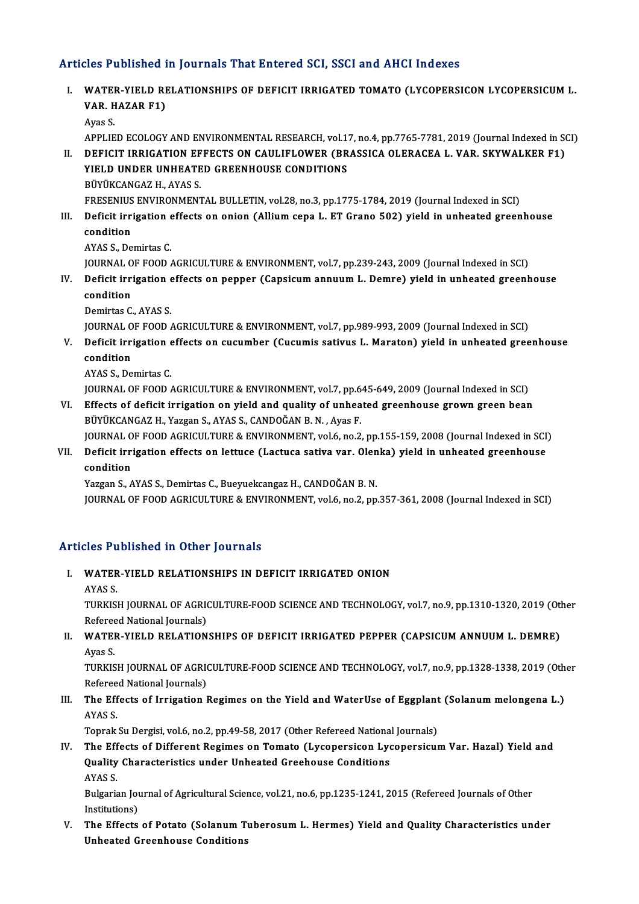## Articles Published in Journals That Entered SCI, SSCI and AHCI Indexes

I. **WATER-YIELD RELATIONSHIPS OF DEFICIT IRRIGATED TOMATO (LYCOPERSICON LYCOPERSICUM L. VAR. HAZAR F1)**
   Ayas S.
   APPLIED ECOLOGY AND ENVIRONMENTAL RESEARCH, vol.17, no.4, pp.7765-7781, 2019 (Journal Indexed in SCI)

II. **DEFICIT IRRIGATION EFFECTS ON CAULIFLOWER (BRASSICA OLERACEA L. VAR. SKYWALKER F1) YIELD UNDER UNHEATED GREENHOUSE CONDITIONS**
   BÜYÜKCANGAZ H., AYAS S.
   FRESENIUS ENVIRONMENTAL BULLETIN, vol.28, no.3, pp.1775-1784, 2019 (Journal Indexed in SCI)

III. **Deficit irrigation effects on onion (Allium cepa L. ET Grano 502) yield in unheated greenhouse condition**
   AYAS S., Demirtas C.
   JOURNAL OF FOOD AGRICULTURE & ENVIRONMENT, vol.7, pp.239-243, 2009 (Journal Indexed in SCI)

IV. **Deficit irrigation effects on pepper (Capsicum annuum L. Demre) yield in unheated greenhouse condition**
   Demirtas C., AYAS S.
   JOURNAL OF FOOD AGRICULTURE & ENVIRONMENT, vol.7, pp.989-993, 2009 (Journal Indexed in SCI)

V. **Deficit irrigation effects on cucumber (Cucumis sativus L. Maraton) yield in unheated greenhouse condition**
   AYAS S., Demirtas C.
   JOURNAL OF FOOD AGRICULTURE & ENVIRONMENT, vol.7, pp.645-649, 2009 (Journal Indexed in SCI)

VI. **Effects of deficit irrigation on yield and quality of unheated greenhouse grown green bean**
   BÜYÜKCANGAZ H., Yazgan S., AYAS S., CANDOĞAN B. N. , Ayas F.
   JOURNAL OF FOOD AGRICULTURE & ENVIRONMENT, vol.6, no.2, pp.155-159, 2008 (Journal Indexed in SCI)

VII. **Deficit irrigation effects on lettuce (Lactuca sativa var. Olenka) yield in unheated greenhouse condition**
   Yazgan S., AYAS S., Demirtas C., Bueyuekcangaz H., CANDOĞAN B. N.
   JOURNAL OF FOOD AGRICULTURE & ENVIRONMENT, vol.6, no.2, pp.357-361, 2008 (Journal Indexed in SCI)

## Articles Published in Other Journals

I. **WATER-YIELD RELATIONSHIPS IN DEFICIT IRRIGATED ONION**
   AYAS S.
   TURKISH JOURNAL OF AGRICULTURE-FOOD SCIENCE AND TECHNOLOGY, vol.7, no.9, pp.1310-1320, 2019 (Other Refereed National Journals)

II. **WATER-YIELD RELATIONSHIPS OF DEFICIT IRRIGATED PEPPER (CAPSICUM ANNUUM L. DEMRE)**
   Ayas S.
   TURKISH JOURNAL OF AGRICULTURE-FOOD SCIENCE AND TECHNOLOGY, vol.7, no.9, pp.1328-1338, 2019 (Other Refereed National Journals)

III. **The Effects of Irrigation Regimes on the Yield and WaterUse of Eggplant (Solanum melongena L.)**
   AYAS S.
   Toprak Su Dergisi, vol.6, no.2, pp.49-58, 2017 (Other Refereed National Journals)

IV. **The Effects of Different Regimes on Tomato (Lycopersicon Lycopersicum Var. Hazal) Yield and Quality Characteristics under Unheated Greehouse Conditions**
   AYAS S.
   Bulgarian Journal of Agricultural Science, vol.21, no.6, pp.1235-1241, 2015 (Refereed Journals of Other Institutions)

V. **The Effects of Potato (Solanum Tuberosum L. Hermes) Yield and Quality Characteristics under Unheated Greenhouse Conditions**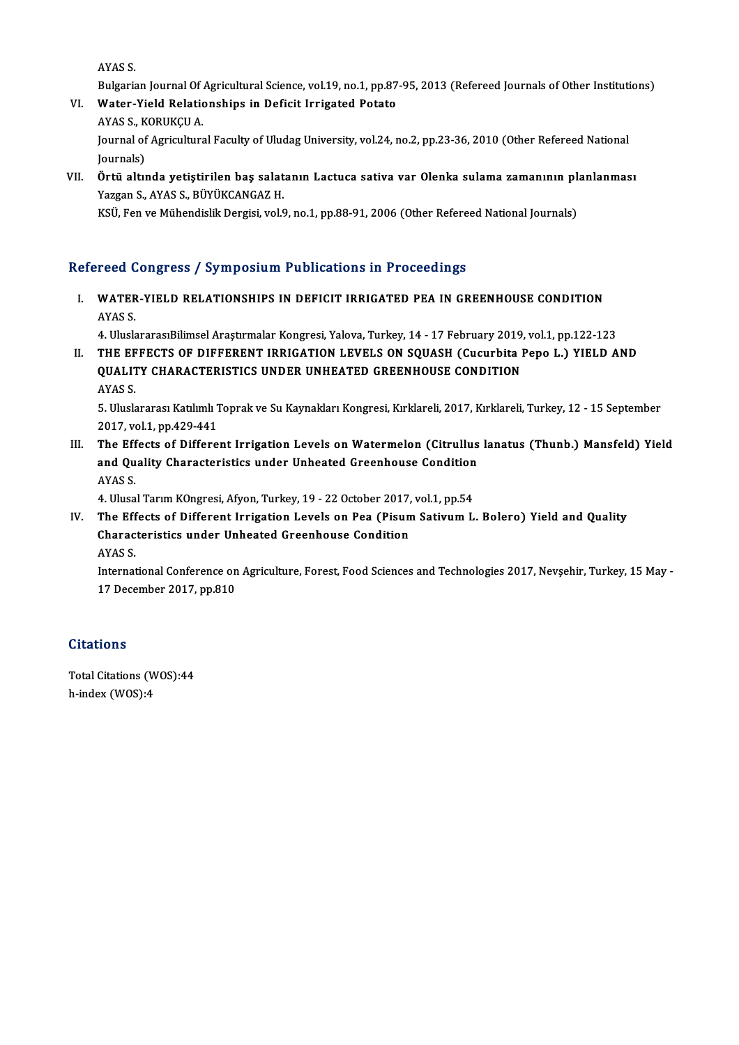AYAS S.

Bulgarian Journal Of Agricultural Science, vol.19, no.1, pp.87-95, 2013 (Refereed Journals of Other Institutions)

VI. **Water-Yield Relationships in Deficit Irrigated Potato**
AYAS S., KORUKÇU A.
Journal of Agricultural Faculty of Uludag University, vol.24, no.2, pp.23-36, 2010 (Other Refereed National Journals)

VII. **Örtü altında yetiştirilen baş salatanın Lactuca sativa var Olenka sulama zamanının planlanması**
Yazgan S., AYAS S., BÜYÜKCANGAZ H.
KSÜ, Fen ve Mühendislik Dergisi, vol.9, no.1, pp.88-91, 2006 (Other Refereed National Journals)

## Refereed Congress / Symposium Publications in Proceedings

I. **WATER-YIELD RELATIONSHIPS IN DEFICIT IRRIGATED PEA IN GREENHOUSE CONDITION**
AYAS S.
4. UluslararasıBilimsel Araştırmalar Kongresi, Yalova, Turkey, 14 - 17 February 2019, vol.1, pp.122-123

II. **THE EFFECTS OF DIFFERENT IRRIGATION LEVELS ON SQUASH (Cucurbita Pepo L.) YIELD AND QUALITY CHARACTERISTICS UNDER UNHEATED GREENHOUSE CONDITION**
AYAS S.
5. Uluslararası Katılımlı Toprak ve Su Kaynakları Kongresi, Kırklareli, 2017, Kırklareli, Turkey, 12 - 15 September 2017, vol.1, pp.429-441

III. **The Effects of Different Irrigation Levels on Watermelon (Citrullus lanatus (Thunb.) Mansfeld) Yield and Quality Characteristics under Unheated Greenhouse Condition**
AYAS S.
4. Ulusal Tarım KOngresi, Afyon, Turkey, 19 - 22 October 2017, vol.1, pp.54

IV. **The Effects of Different Irrigation Levels on Pea (Pisum Sativum L. Bolero) Yield and Quality Characteristics under Unheated Greenhouse Condition**
AYAS S.
International Conference on Agriculture, Forest, Food Sciences and Technologies 2017, Nevşehir, Turkey, 15 May - 17 December 2017, pp.810

## Citations

Total Citations (WOS):44
h-index (WOS):4